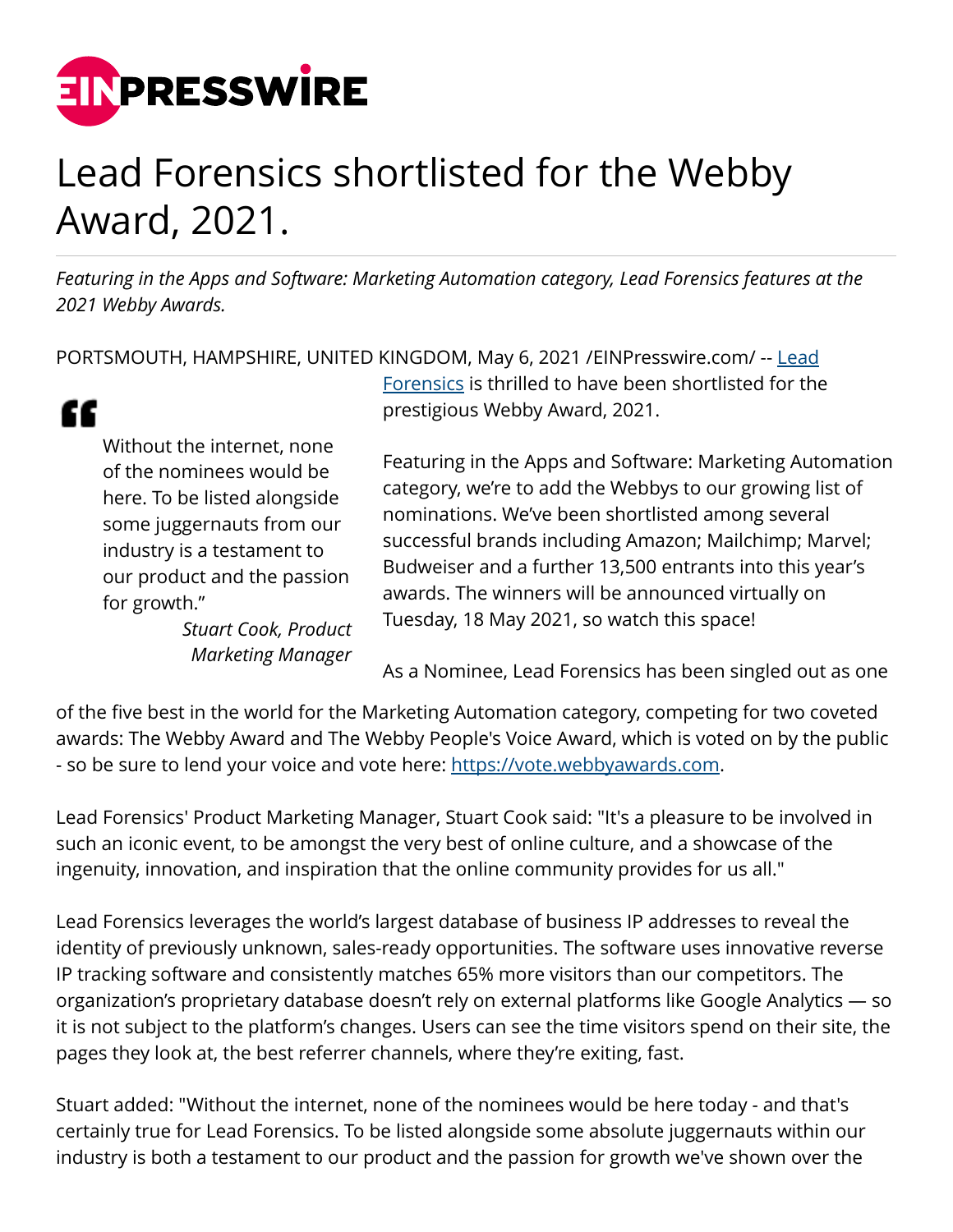# Lead Forensics shortlisted for the Webby Award, 2021.

*Featuring in the Apps and Software: Marketing Automation category, Lead Forensics features at the 2021 Webby Awards.*

PORTSMOUTH, HAMPSHIRE, UNITED KINGDOM, May 6, 2021 /EINPresswire.com/ -- [Lead Forensics](Lead Forensics) is thrilled to have been shortlisted for the prestigious Webby Award, 2021.

> Without the internet, none of the nominees would be here. To be listed alongside some juggernauts from our industry is a testament to our product and the passion for growth."
>
> *Stuart Cook, Product Marketing Manager*

Featuring in the Apps and Software: Marketing Automation category, we're to add the Webbys to our growing list of nominations. We've been shortlisted among several successful brands including Amazon; Mailchimp; Marvel; Budweiser and a further 13,500 entrants into this year's awards. The winners will be announced virtually on Tuesday, 18 May 2021, so watch this space!

As a Nominee, Lead Forensics has been singled out as one of the five best in the world for the Marketing Automation category, competing for two coveted awards: The Webby Award and The Webby People's Voice Award, which is voted on by the public - so be sure to lend your voice and vote here: https://vote.webbyawards.com.

Lead Forensics' Product Marketing Manager, Stuart Cook said: "It's a pleasure to be involved in such an iconic event, to be amongst the very best of online culture, and a showcase of the ingenuity, innovation, and inspiration that the online community provides for us all."

Lead Forensics leverages the world's largest database of business IP addresses to reveal the identity of previously unknown, sales-ready opportunities. The software uses innovative reverse IP tracking software and consistently matches 65% more visitors than our competitors. The organization's proprietary database doesn't rely on external platforms like Google Analytics — so it is not subject to the platform's changes. Users can see the time visitors spend on their site, the pages they look at, the best referrer channels, where they're exiting, fast.

Stuart added: "Without the internet, none of the nominees would be here today - and that's certainly true for Lead Forensics. To be listed alongside some absolute juggernauts within our industry is both a testament to our product and the passion for growth we've shown over the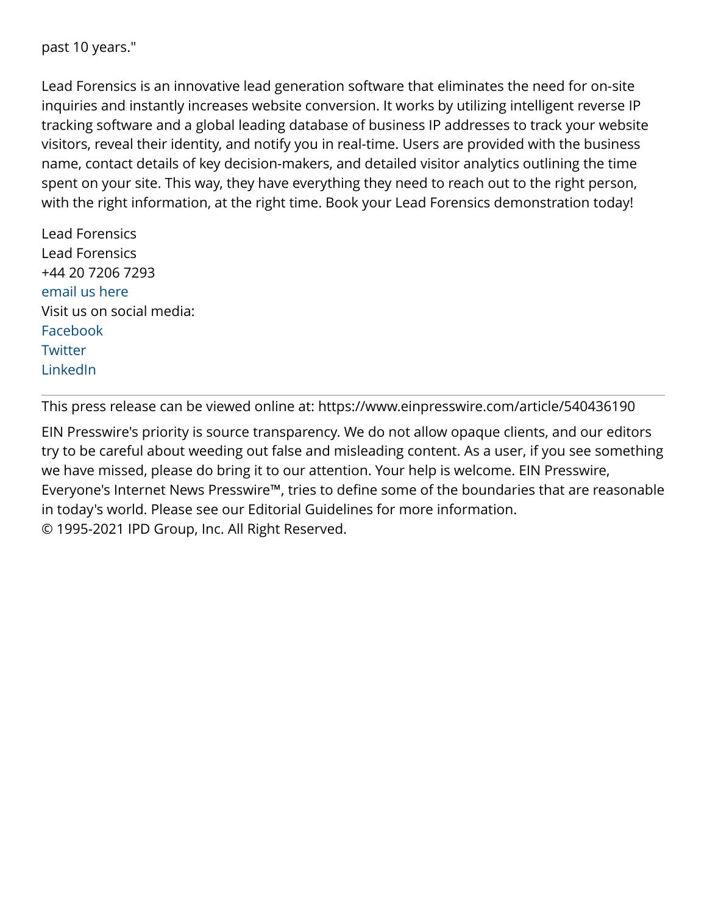past 10 years."

Lead Forensics is an innovative lead generation software that eliminates the need for on-site inquiries and instantly increases website conversion. It works by utilizing intelligent reverse IP tracking software and a global leading database of business IP addresses to track your website visitors, reveal their identity, and notify you in real-time. Users are provided with the business name, contact details of key decision-makers, and detailed visitor analytics outlining the time spent on your site. This way, they have everything they need to reach out to the right person, with the right information, at the right time. Book your Lead Forensics demonstration today!

Lead Forensics  
Lead Forensics  
+44 20 7206 7293  
email us here  
Visit us on social media:  
Facebook  
Twitter  
LinkedIn

---

This press release can be viewed online at: https://www.einpresswire.com/article/540436190

EIN Presswire's priority is source transparency. We do not allow opaque clients, and our editors try to be careful about weeding out false and misleading content. As a user, if you see something we have missed, please do bring it to our attention. Your help is welcome. EIN Presswire, Everyone's Internet News Presswire™, tries to define some of the boundaries that are reasonable in today's world. Please see our Editorial Guidelines for more information.  
© 1995-2021 IPD Group, Inc. All Right Reserved.